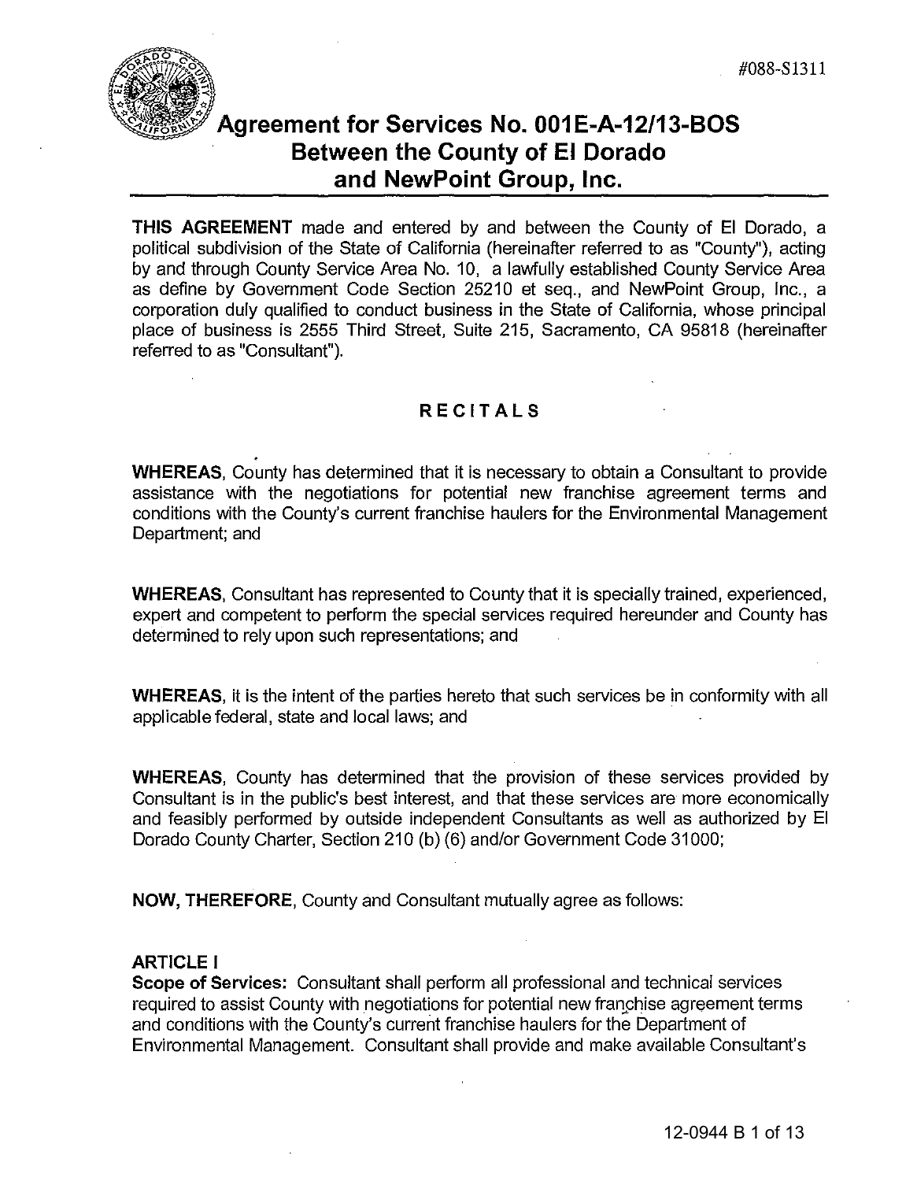#088-S1311

# Agreement for Services No. 001E-A-12/13-BOS Between the County of El Dorado and NewPoint Group, Inc.

**THIS AGREEMENT** made and entered by and between the County of El Dorado, a political subdivision of the State of California (hereinafter referred to as "County"), acting by and through County Service Area No. 10, a lawfully established County Service Area as define by Government Code Section 25210 et seq., and NewPoint Group, Inc., a corporation duly qualified to conduct business in the State of California, whose principal place of business is 2555 Third Street, Suite 215, Sacramento, CA 95818 (hereinafter referred to as "Consultant").

## RECITALS

**WHEREAS**, County has determined that it is necessary to obtain a Consultant to provide assistance with the negotiations for potential new franchise agreement terms and conditions with the County's current franchise haulers for the Environmental Management Department; and

**WHEREAS**, Consultant has represented to County that it is specially trained, experienced, expert and competent to perform the special services required hereunder and County has determined to rely upon such representations; and

**WHEREAS**, it is the intent of the parties hereto that such services be in conformity with all applicable federal, state and local laws; and

**WHEREAS**, County has determined that the provision of these services provided by Consultant is in the public's best interest, and that these services are more economically and feasibly performed by outside independent Consultants as well as authorized by El Dorado County Charter, Section 210 (b) (6) and/or Government Code 31000;

**NOW, THEREFORE**, County and Consultant mutually agree as follows:

**ARTICLE I**

**Scope of Services:** Consultant shall perform all professional and technical services required to assist County with negotiations for potential new franchise agreement terms and conditions with the County's current franchise haulers for the Department of Environmental Management. Consultant shall provide and make available Consultant's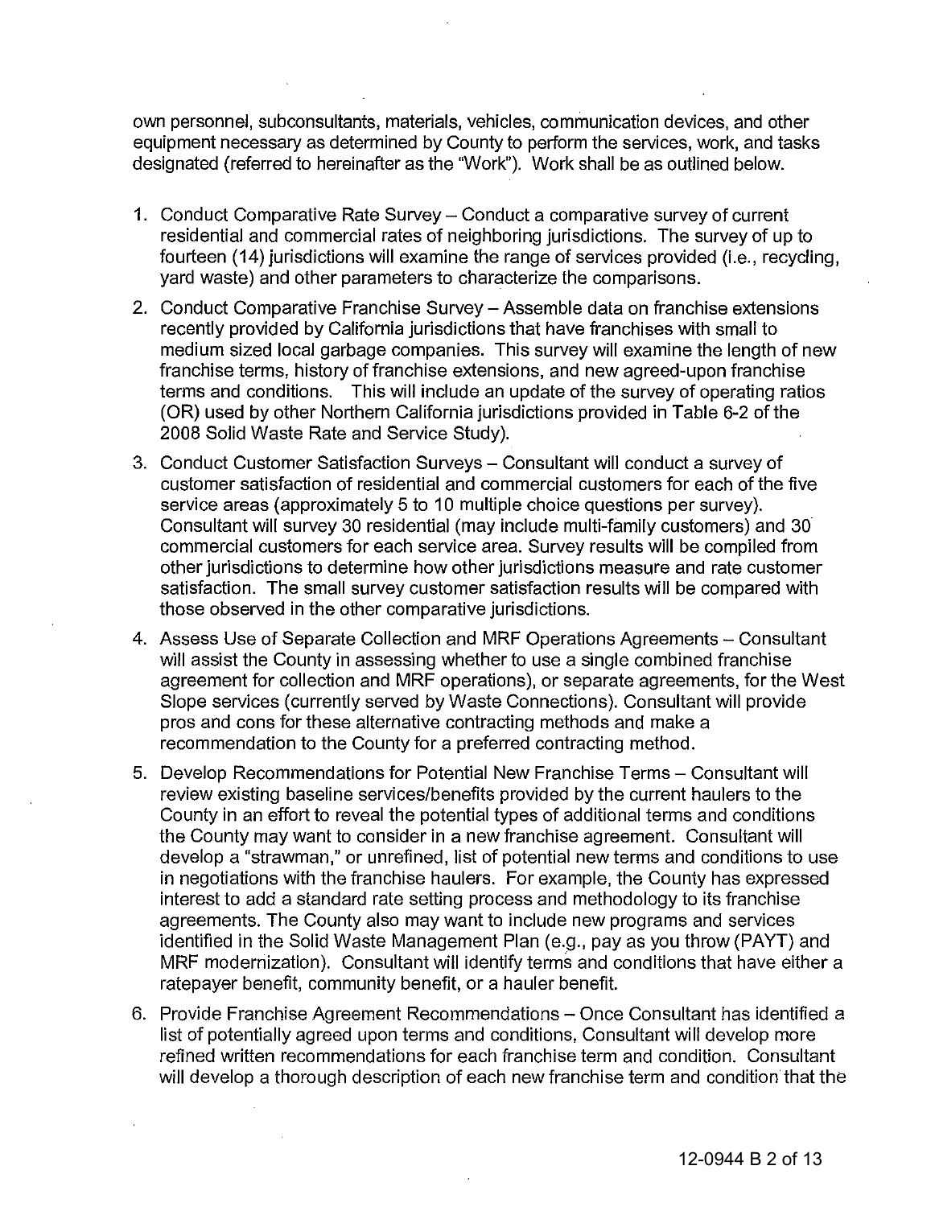own personnel, subconsultants, materials, vehicles, communication devices, and other equipment necessary as determined by County to perform the services, work, and tasks designated (referred to hereinafter as the "Work"). Work shall be as outlined below.

1. Conduct Comparative Rate Survey – Conduct a comparative survey of current residential and commercial rates of neighboring jurisdictions. The survey of up to fourteen (14) jurisdictions will examine the range of services provided (i.e., recycling, yard waste) and other parameters to characterize the comparisons.

2. Conduct Comparative Franchise Survey – Assemble data on franchise extensions recently provided by California jurisdictions that have franchises with small to medium sized local garbage companies. This survey will examine the length of new franchise terms, history of franchise extensions, and new agreed-upon franchise terms and conditions. This will include an update of the survey of operating ratios (OR) used by other Northern California jurisdictions provided in Table 6-2 of the 2008 Solid Waste Rate and Service Study).

3. Conduct Customer Satisfaction Surveys – Consultant will conduct a survey of customer satisfaction of residential and commercial customers for each of the five service areas (approximately 5 to 10 multiple choice questions per survey). Consultant will survey 30 residential (may include multi-family customers) and 30 commercial customers for each service area. Survey results will be compiled from other jurisdictions to determine how other jurisdictions measure and rate customer satisfaction. The small survey customer satisfaction results will be compared with those observed in the other comparative jurisdictions.

4. Assess Use of Separate Collection and MRF Operations Agreements – Consultant will assist the County in assessing whether to use a single combined franchise agreement for collection and MRF operations), or separate agreements, for the West Slope services (currently served by Waste Connections). Consultant will provide pros and cons for these alternative contracting methods and make a recommendation to the County for a preferred contracting method.

5. Develop Recommendations for Potential New Franchise Terms – Consultant will review existing baseline services/benefits provided by the current haulers to the County in an effort to reveal the potential types of additional terms and conditions the County may want to consider in a new franchise agreement. Consultant will develop a "strawman," or unrefined, list of potential new terms and conditions to use in negotiations with the franchise haulers. For example, the County has expressed interest to add a standard rate setting process and methodology to its franchise agreements. The County also may want to include new programs and services identified in the Solid Waste Management Plan (e.g., pay as you throw (PAYT) and MRF modernization). Consultant will identify terms and conditions that have either a ratepayer benefit, community benefit, or a hauler benefit.

6. Provide Franchise Agreement Recommendations – Once Consultant has identified a list of potentially agreed upon terms and conditions, Consultant will develop more refined written recommendations for each franchise term and condition. Consultant will develop a thorough description of each new franchise term and condition that the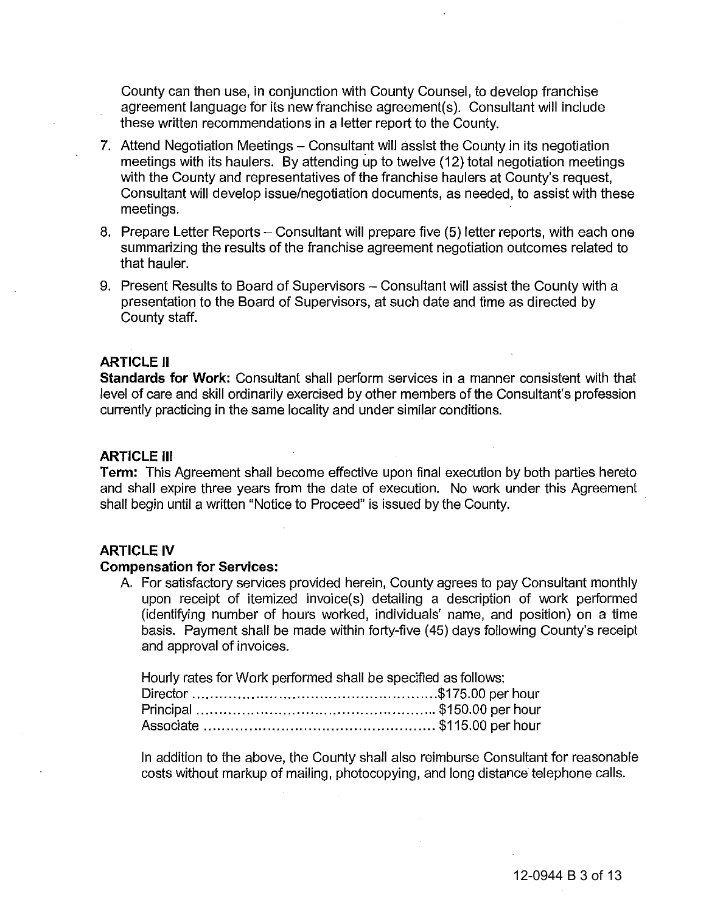County can then use, in conjunction with County Counsel, to develop franchise agreement language for its new franchise agreement(s). Consultant will include these written recommendations in a letter report to the County.

7. Attend Negotiation Meetings – Consultant will assist the County in its negotiation meetings with its haulers. By attending up to twelve (12) total negotiation meetings with the County and representatives of the franchise haulers at County's request, Consultant will develop issue/negotiation documents, as needed, to assist with these meetings.
8. Prepare Letter Reports – Consultant will prepare five (5) letter reports, with each one summarizing the results of the franchise agreement negotiation outcomes related to that hauler.
9. Present Results to Board of Supervisors – Consultant will assist the County with a presentation to the Board of Supervisors, at such date and time as directed by County staff.

**ARTICLE II**

**Standards for Work:** Consultant shall perform services in a manner consistent with that level of care and skill ordinarily exercised by other members of the Consultant's profession currently practicing in the same locality and under similar conditions.

**ARTICLE III**

**Term:** This Agreement shall become effective upon final execution by both parties hereto and shall expire three years from the date of execution. No work under this Agreement shall begin until a written "Notice to Proceed" is issued by the County.

**ARTICLE IV**

**Compensation for Services:**

A. For satisfactory services provided herein, County agrees to pay Consultant monthly upon receipt of itemized invoice(s) detailing a description of work performed (identifying number of hours worked, individuals' name, and position) on a time basis. Payment shall be made within forty-five (45) days following County's receipt and approval of invoices.

   Hourly rates for Work performed shall be specified as follows:
   Director ....................................................$175.00 per hour
   Principal ................................................... $150.00 per hour
   Associate ................................................. $115.00 per hour

   In addition to the above, the County shall also reimburse Consultant for reasonable costs without markup of mailing, photocopying, and long distance telephone calls.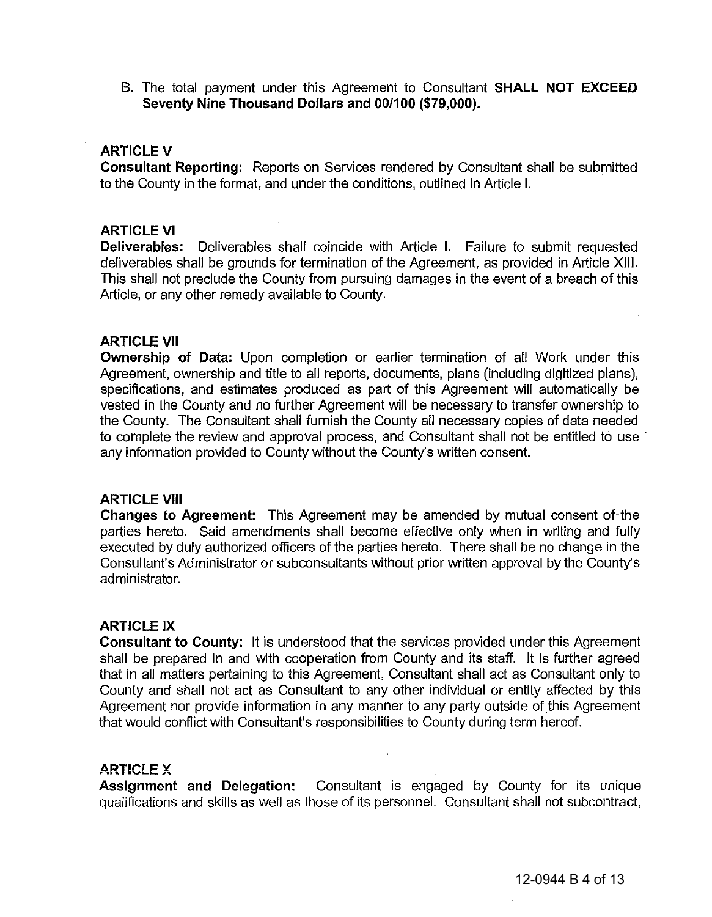B. The total payment under this Agreement to Consultant **SHALL NOT EXCEED Seventy Nine Thousand Dollars and 00/100 ($79,000).**

### ARTICLE V

**Consultant Reporting:** Reports on Services rendered by Consultant shall be submitted to the County in the format, and under the conditions, outlined in Article I.

### ARTICLE VI

**Deliverables:** Deliverables shall coincide with Article I. Failure to submit requested deliverables shall be grounds for termination of the Agreement, as provided in Article XIII. This shall not preclude the County from pursuing damages in the event of a breach of this Article, or any other remedy available to County.

### ARTICLE VII

**Ownership of Data:** Upon completion or earlier termination of all Work under this Agreement, ownership and title to all reports, documents, plans (including digitized plans), specifications, and estimates produced as part of this Agreement will automatically be vested in the County and no further Agreement will be necessary to transfer ownership to the County. The Consultant shall furnish the County all necessary copies of data needed to complete the review and approval process, and Consultant shall not be entitled to use any information provided to County without the County's written consent.

### ARTICLE VIII

**Changes to Agreement:** This Agreement may be amended by mutual consent of the parties hereto. Said amendments shall become effective only when in writing and fully executed by duly authorized officers of the parties hereto. There shall be no change in the Consultant's Administrator or subconsultants without prior written approval by the County's administrator.

### ARTICLE IX

**Consultant to County:** It is understood that the services provided under this Agreement shall be prepared in and with cooperation from County and its staff. It is further agreed that in all matters pertaining to this Agreement, Consultant shall act as Consultant only to County and shall not act as Consultant to any other individual or entity affected by this Agreement nor provide information in any manner to any party outside of this Agreement that would conflict with Consultant's responsibilities to County during term hereof.

### ARTICLE X

**Assignment and Delegation:** Consultant is engaged by County for its unique qualifications and skills as well as those of its personnel. Consultant shall not subcontract,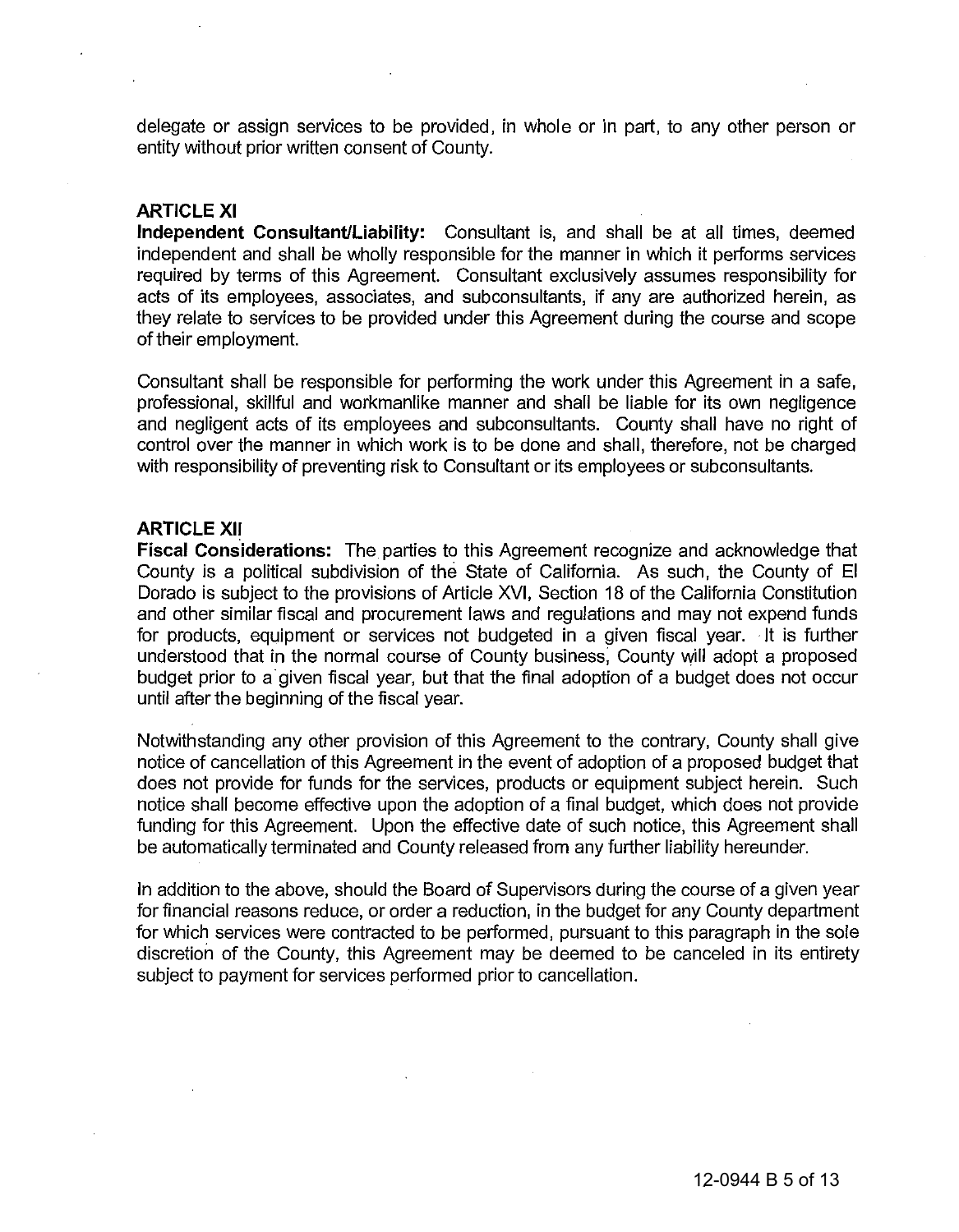delegate or assign services to be provided, in whole or in part, to any other person or entity without prior written consent of County.

**ARTICLE XI**

**Independent Consultant/Liability:** Consultant is, and shall be at all times, deemed independent and shall be wholly responsible for the manner in which it performs services required by terms of this Agreement. Consultant exclusively assumes responsibility for acts of its employees, associates, and subconsultants, if any are authorized herein, as they relate to services to be provided under this Agreement during the course and scope of their employment.

Consultant shall be responsible for performing the work under this Agreement in a safe, professional, skillful and workmanlike manner and shall be liable for its own negligence and negligent acts of its employees and subconsultants. County shall have no right of control over the manner in which work is to be done and shall, therefore, not be charged with responsibility of preventing risk to Consultant or its employees or subconsultants.

**ARTICLE XII**

**Fiscal Considerations:** The parties to this Agreement recognize and acknowledge that County is a political subdivision of the State of California. As such, the County of El Dorado is subject to the provisions of Article XVI, Section 18 of the California Constitution and other similar fiscal and procurement laws and regulations and may not expend funds for products, equipment or services not budgeted in a given fiscal year. It is further understood that in the normal course of County business, County will adopt a proposed budget prior to a given fiscal year, but that the final adoption of a budget does not occur until after the beginning of the fiscal year.

Notwithstanding any other provision of this Agreement to the contrary, County shall give notice of cancellation of this Agreement in the event of adoption of a proposed budget that does not provide for funds for the services, products or equipment subject herein. Such notice shall become effective upon the adoption of a final budget, which does not provide funding for this Agreement. Upon the effective date of such notice, this Agreement shall be automatically terminated and County released from any further liability hereunder.

In addition to the above, should the Board of Supervisors during the course of a given year for financial reasons reduce, or order a reduction, in the budget for any County department for which services were contracted to be performed, pursuant to this paragraph in the sole discretion of the County, this Agreement may be deemed to be canceled in its entirety subject to payment for services performed prior to cancellation.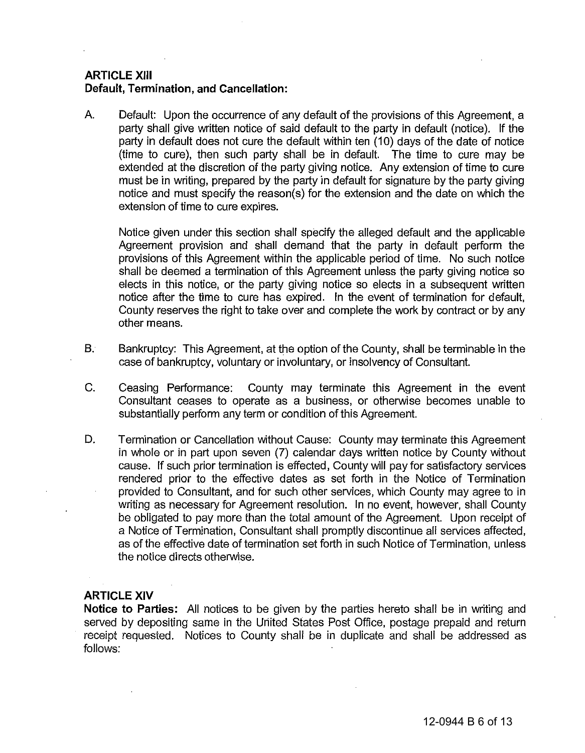## ARTICLE XIII
**Default, Termination, and Cancellation:**

A. Default: Upon the occurrence of any default of the provisions of this Agreement, a party shall give written notice of said default to the party in default (notice). If the party in default does not cure the default within ten (10) days of the date of notice (time to cure), then such party shall be in default. The time to cure may be extended at the discretion of the party giving notice. Any extension of time to cure must be in writing, prepared by the party in default for signature by the party giving notice and must specify the reason(s) for the extension and the date on which the extension of time to cure expires.

   Notice given under this section shall specify the alleged default and the applicable Agreement provision and shall demand that the party in default perform the provisions of this Agreement within the applicable period of time. No such notice shall be deemed a termination of this Agreement unless the party giving notice so elects in this notice, or the party giving notice so elects in a subsequent written notice after the time to cure has expired. In the event of termination for default, County reserves the right to take over and complete the work by contract or by any other means.

B. Bankruptcy: This Agreement, at the option of the County, shall be terminable in the case of bankruptcy, voluntary or involuntary, or insolvency of Consultant.

C. Ceasing Performance: County may terminate this Agreement in the event Consultant ceases to operate as a business, or otherwise becomes unable to substantially perform any term or condition of this Agreement.

D. Termination or Cancellation without Cause: County may terminate this Agreement in whole or in part upon seven (7) calendar days written notice by County without cause. If such prior termination is effected, County will pay for satisfactory services rendered prior to the effective dates as set forth in the Notice of Termination provided to Consultant, and for such other services, which County may agree to in writing as necessary for Agreement resolution. In no event, however, shall County be obligated to pay more than the total amount of the Agreement. Upon receipt of a Notice of Termination, Consultant shall promptly discontinue all services affected, as of the effective date of termination set forth in such Notice of Termination, unless the notice directs otherwise.

## ARTICLE XIV
**Notice to Parties:** All notices to be given by the parties hereto shall be in writing and served by depositing same in the United States Post Office, postage prepaid and return receipt requested. Notices to County shall be in duplicate and shall be addressed as follows: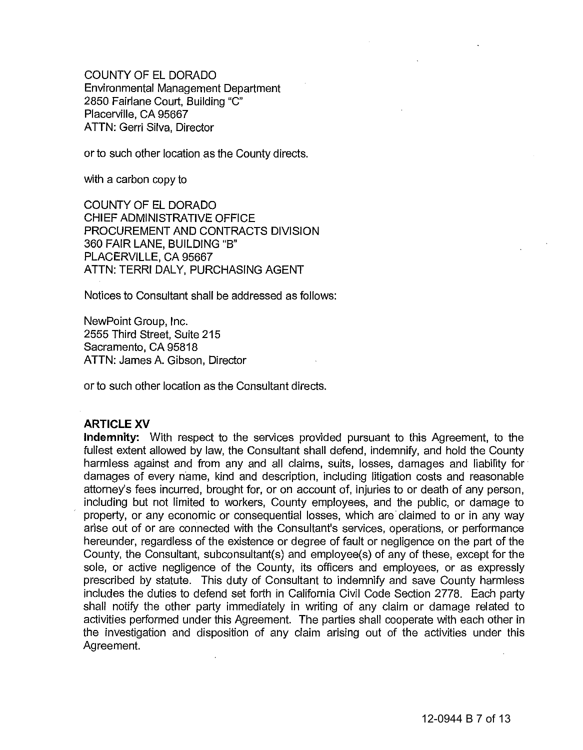COUNTY OF EL DORADO
Environmental Management Department
2850 Fairlane Court, Building "C"
Placerville, CA 95667
ATTN: Gerri Silva, Director

or to such other location as the County directs.

with a carbon copy to

COUNTY OF EL DORADO
CHIEF ADMINISTRATIVE OFFICE
PROCUREMENT AND CONTRACTS DIVISION
360 FAIR LANE, BUILDING "B"
PLACERVILLE, CA 95667
ATTN: TERRI DALY, PURCHASING AGENT

Notices to Consultant shall be addressed as follows:

NewPoint Group, Inc.
2555 Third Street, Suite 215
Sacramento, CA 95818
ATTN: James A. Gibson, Director

or to such other location as the Consultant directs.

**ARTICLE XV**

**Indemnity:** With respect to the services provided pursuant to this Agreement, to the fullest extent allowed by law, the Consultant shall defend, indemnify, and hold the County harmless against and from any and all claims, suits, losses, damages and liability for damages of every name, kind and description, including litigation costs and reasonable attorney's fees incurred, brought for, or on account of, injuries to or death of any person, including but not limited to workers, County employees, and the public, or damage to property, or any economic or consequential losses, which are claimed to or in any way arise out of or are connected with the Consultant's services, operations, or performance hereunder, regardless of the existence or degree of fault or negligence on the part of the County, the Consultant, subconsultant(s) and employee(s) of any of these, except for the sole, or active negligence of the County, its officers and employees, or as expressly prescribed by statute. This duty of Consultant to indemnify and save County harmless includes the duties to defend set forth in California Civil Code Section 2778. Each party shall notify the other party immediately in writing of any claim or damage related to activities performed under this Agreement. The parties shall cooperate with each other in the investigation and disposition of any claim arising out of the activities under this Agreement.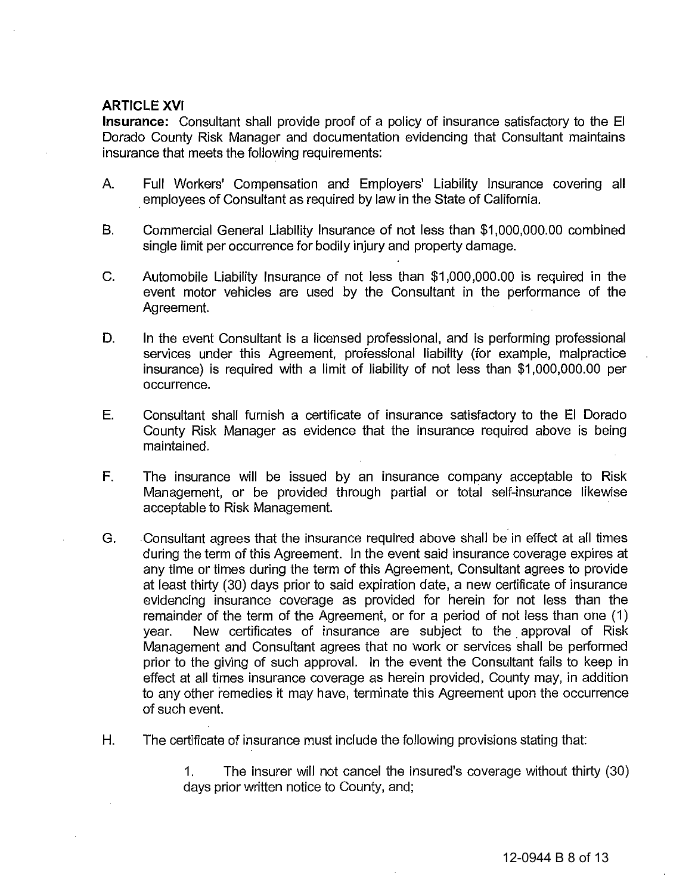## ARTICLE XVI

**Insurance:** Consultant shall provide proof of a policy of insurance satisfactory to the El Dorado County Risk Manager and documentation evidencing that Consultant maintains insurance that meets the following requirements:

A. Full Workers' Compensation and Employers' Liability Insurance covering all employees of Consultant as required by law in the State of California.

B. Commercial General Liability Insurance of not less than $1,000,000.00 combined single limit per occurrence for bodily injury and property damage.

C. Automobile Liability Insurance of not less than $1,000,000.00 is required in the event motor vehicles are used by the Consultant in the performance of the Agreement.

D. In the event Consultant is a licensed professional, and is performing professional services under this Agreement, professional liability (for example, malpractice insurance) is required with a limit of liability of not less than $1,000,000.00 per occurrence.

E. Consultant shall furnish a certificate of insurance satisfactory to the El Dorado County Risk Manager as evidence that the insurance required above is being maintained.

F. The insurance will be issued by an insurance company acceptable to Risk Management, or be provided through partial or total self-insurance likewise acceptable to Risk Management.

G. Consultant agrees that the insurance required above shall be in effect at all times during the term of this Agreement. In the event said insurance coverage expires at any time or times during the term of this Agreement, Consultant agrees to provide at least thirty (30) days prior to said expiration date, a new certificate of insurance evidencing insurance coverage as provided for herein for not less than the remainder of the term of the Agreement, or for a period of not less than one (1) year. New certificates of insurance are subject to the approval of Risk Management and Consultant agrees that no work or services shall be performed prior to the giving of such approval. In the event the Consultant fails to keep in effect at all times insurance coverage as herein provided, County may, in addition to any other remedies it may have, terminate this Agreement upon the occurrence of such event.

H. The certificate of insurance must include the following provisions stating that:

1. The insurer will not cancel the insured's coverage without thirty (30) days prior written notice to County, and;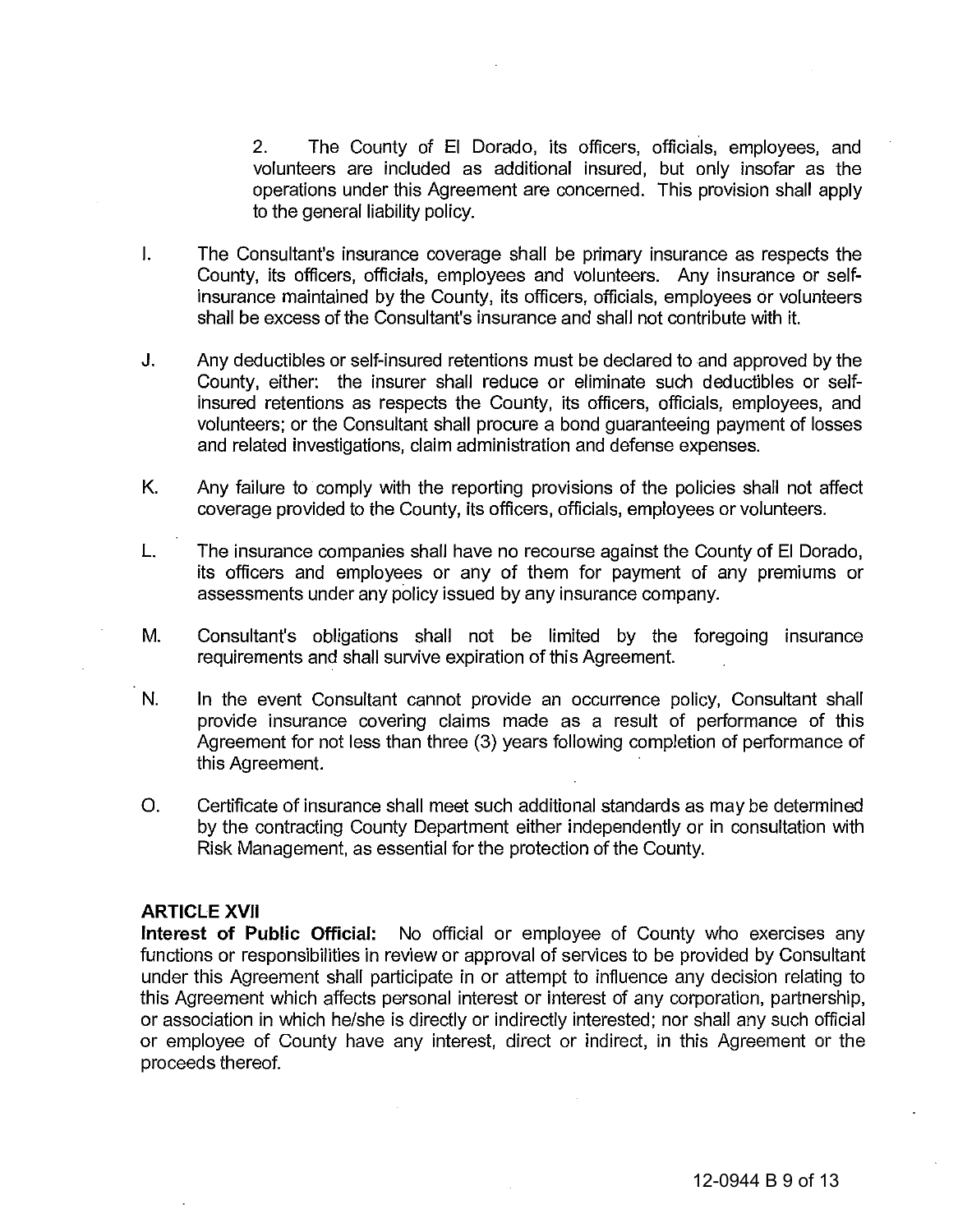2. The County of El Dorado, its officers, officials, employees, and volunteers are included as additional insured, but only insofar as the operations under this Agreement are concerned. This provision shall apply to the general liability policy.

I. The Consultant's insurance coverage shall be primary insurance as respects the County, its officers, officials, employees and volunteers. Any insurance or self-insurance maintained by the County, its officers, officials, employees or volunteers shall be excess of the Consultant's insurance and shall not contribute with it.

J. Any deductibles or self-insured retentions must be declared to and approved by the County, either: the insurer shall reduce or eliminate such deductibles or self-insured retentions as respects the County, its officers, officials, employees, and volunteers; or the Consultant shall procure a bond guaranteeing payment of losses and related investigations, claim administration and defense expenses.

K. Any failure to comply with the reporting provisions of the policies shall not affect coverage provided to the County, its officers, officials, employees or volunteers.

L. The insurance companies shall have no recourse against the County of El Dorado, its officers and employees or any of them for payment of any premiums or assessments under any policy issued by any insurance company.

M. Consultant's obligations shall not be limited by the foregoing insurance requirements and shall survive expiration of this Agreement.

N. In the event Consultant cannot provide an occurrence policy, Consultant shall provide insurance covering claims made as a result of performance of this Agreement for not less than three (3) years following completion of performance of this Agreement.

O. Certificate of insurance shall meet such additional standards as may be determined by the contracting County Department either independently or in consultation with Risk Management, as essential for the protection of the County.

## ARTICLE XVII

**Interest of Public Official:** No official or employee of County who exercises any functions or responsibilities in review or approval of services to be provided by Consultant under this Agreement shall participate in or attempt to influence any decision relating to this Agreement which affects personal interest or interest of any corporation, partnership, or association in which he/she is directly or indirectly interested; nor shall any such official or employee of County have any interest, direct or indirect, in this Agreement or the proceeds thereof.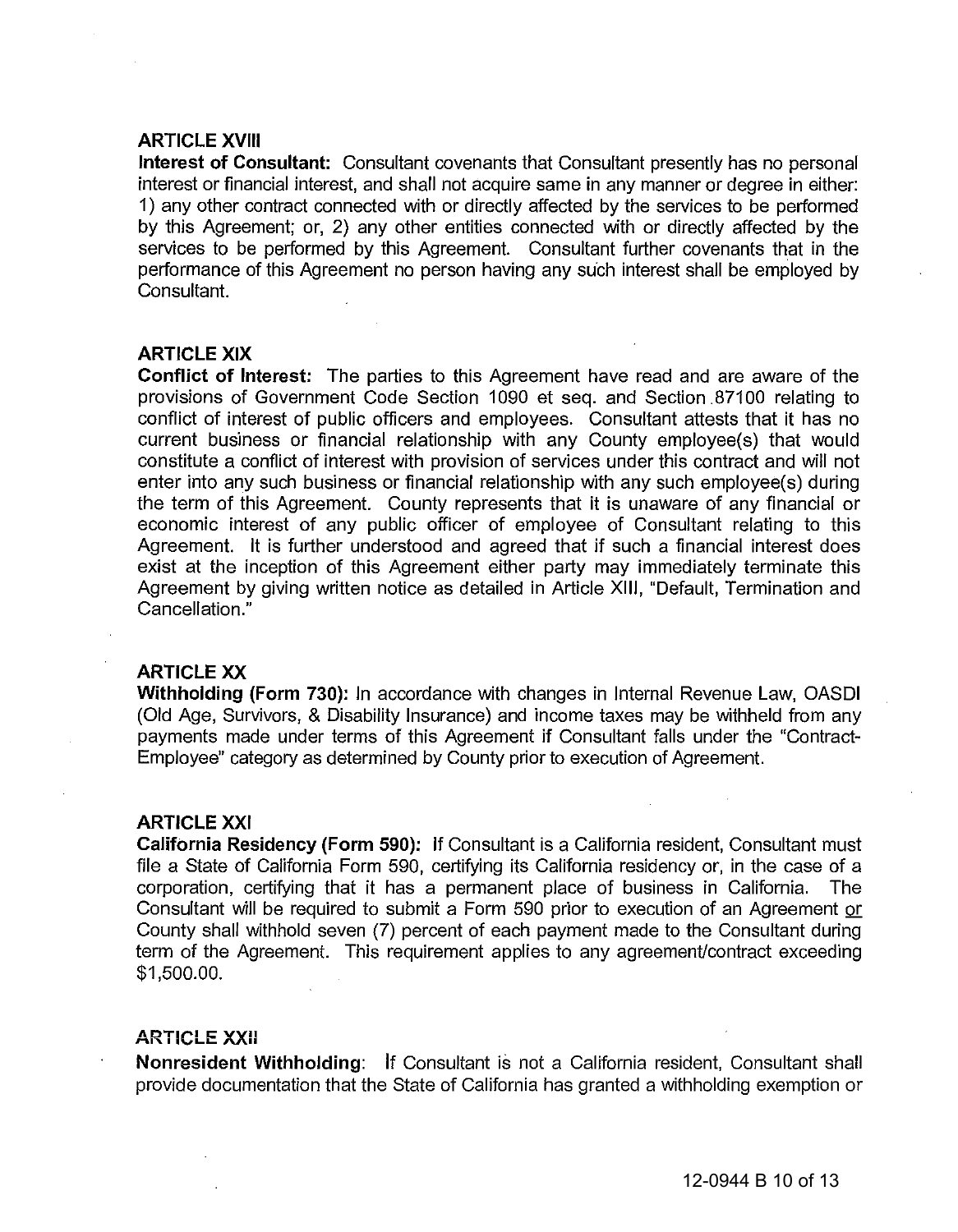### ARTICLE XVIII

**Interest of Consultant:** Consultant covenants that Consultant presently has no personal interest or financial interest, and shall not acquire same in any manner or degree in either: 1) any other contract connected with or directly affected by the services to be performed by this Agreement; or, 2) any other entities connected with or directly affected by the services to be performed by this Agreement. Consultant further covenants that in the performance of this Agreement no person having any such interest shall be employed by Consultant.

### ARTICLE XIX

**Conflict of Interest:** The parties to this Agreement have read and are aware of the provisions of Government Code Section 1090 et seq. and Section 87100 relating to conflict of interest of public officers and employees. Consultant attests that it has no current business or financial relationship with any County employee(s) that would constitute a conflict of interest with provision of services under this contract and will not enter into any such business or financial relationship with any such employee(s) during the term of this Agreement. County represents that it is unaware of any financial or economic interest of any public officer of employee of Consultant relating to this Agreement. It is further understood and agreed that if such a financial interest does exist at the inception of this Agreement either party may immediately terminate this Agreement by giving written notice as detailed in Article XIII, "Default, Termination and Cancellation."

### ARTICLE XX

**Withholding (Form 730):** In accordance with changes in Internal Revenue Law, OASDI (Old Age, Survivors, & Disability Insurance) and income taxes may be withheld from any payments made under terms of this Agreement if Consultant falls under the "Contract-Employee" category as determined by County prior to execution of Agreement.

### ARTICLE XXI

**California Residency (Form 590):** If Consultant is a California resident, Consultant must file a State of California Form 590, certifying its California residency or, in the case of a corporation, certifying that it has a permanent place of business in California. The Consultant will be required to submit a Form 590 prior to execution of an Agreement <u>or</u> County shall withhold seven (7) percent of each payment made to the Consultant during term of the Agreement. This requirement applies to any agreement/contract exceeding $1,500.00.

### ARTICLE XXII

**Nonresident Withholding:** If Consultant is not a California resident, Consultant shall provide documentation that the State of California has granted a withholding exemption or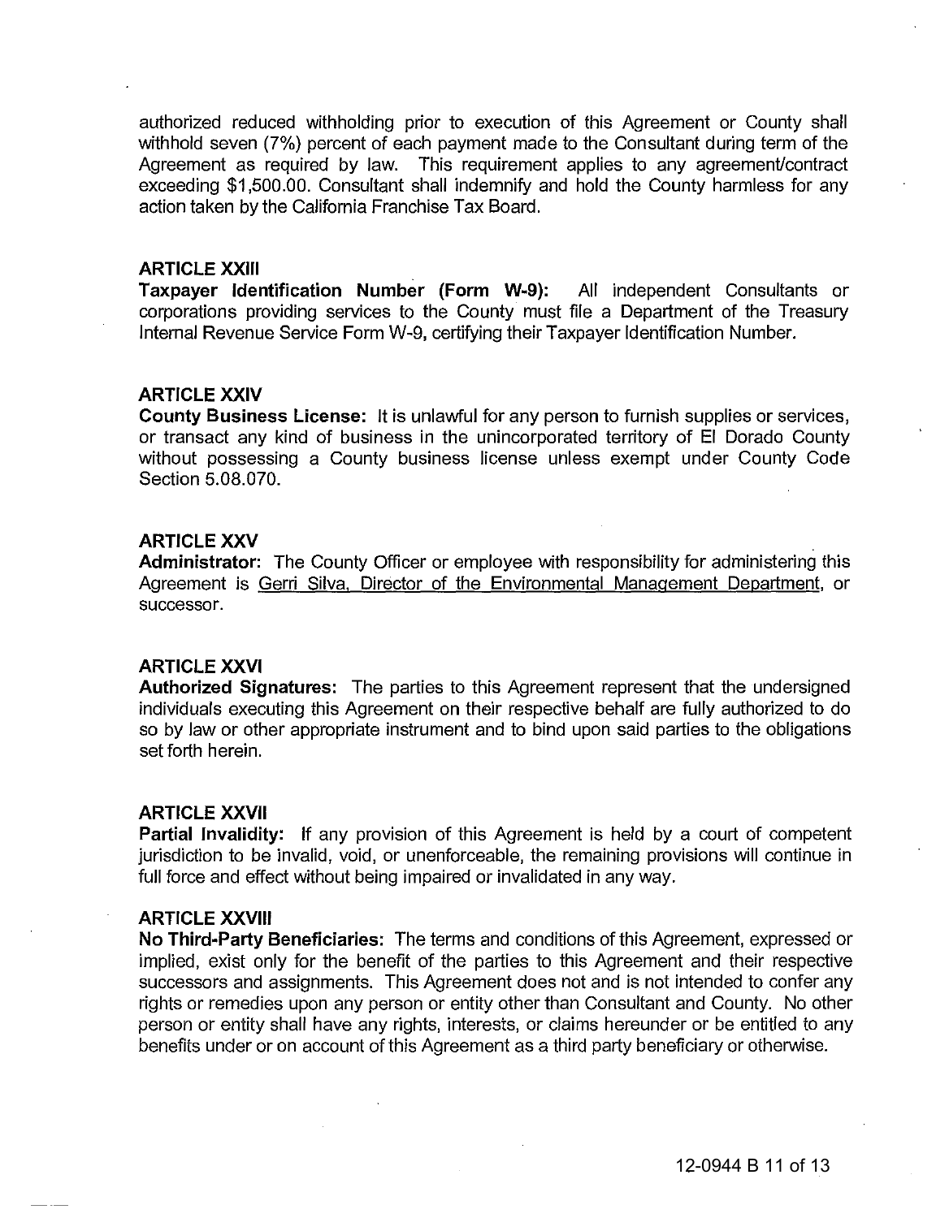authorized reduced withholding prior to execution of this Agreement or County shall withhold seven (7%) percent of each payment made to the Consultant during term of the Agreement as required by law. This requirement applies to any agreement/contract exceeding $1,500.00. Consultant shall indemnify and hold the County harmless for any action taken by the California Franchise Tax Board.

**ARTICLE XXIII**

**Taxpayer Identification Number (Form W-9):** All independent Consultants or corporations providing services to the County must file a Department of the Treasury Internal Revenue Service Form W-9, certifying their Taxpayer Identification Number.

**ARTICLE XXIV**

**County Business License:** It is unlawful for any person to furnish supplies or services, or transact any kind of business in the unincorporated territory of El Dorado County without possessing a County business license unless exempt under County Code Section 5.08.070.

**ARTICLE XXV**

**Administrator:** The County Officer or employee with responsibility for administering this Agreement is Gerri Silva, Director of the Environmental Management Department, or successor.

**ARTICLE XXVI**

**Authorized Signatures:** The parties to this Agreement represent that the undersigned individuals executing this Agreement on their respective behalf are fully authorized to do so by law or other appropriate instrument and to bind upon said parties to the obligations set forth herein.

**ARTICLE XXVII**

**Partial Invalidity:** If any provision of this Agreement is held by a court of competent jurisdiction to be invalid, void, or unenforceable, the remaining provisions will continue in full force and effect without being impaired or invalidated in any way.

**ARTICLE XXVIII**

**No Third-Party Beneficiaries:** The terms and conditions of this Agreement, expressed or implied, exist only for the benefit of the parties to this Agreement and their respective successors and assignments. This Agreement does not and is not intended to confer any rights or remedies upon any person or entity other than Consultant and County. No other person or entity shall have any rights, interests, or claims hereunder or be entitled to any benefits under or on account of this Agreement as a third party beneficiary or otherwise.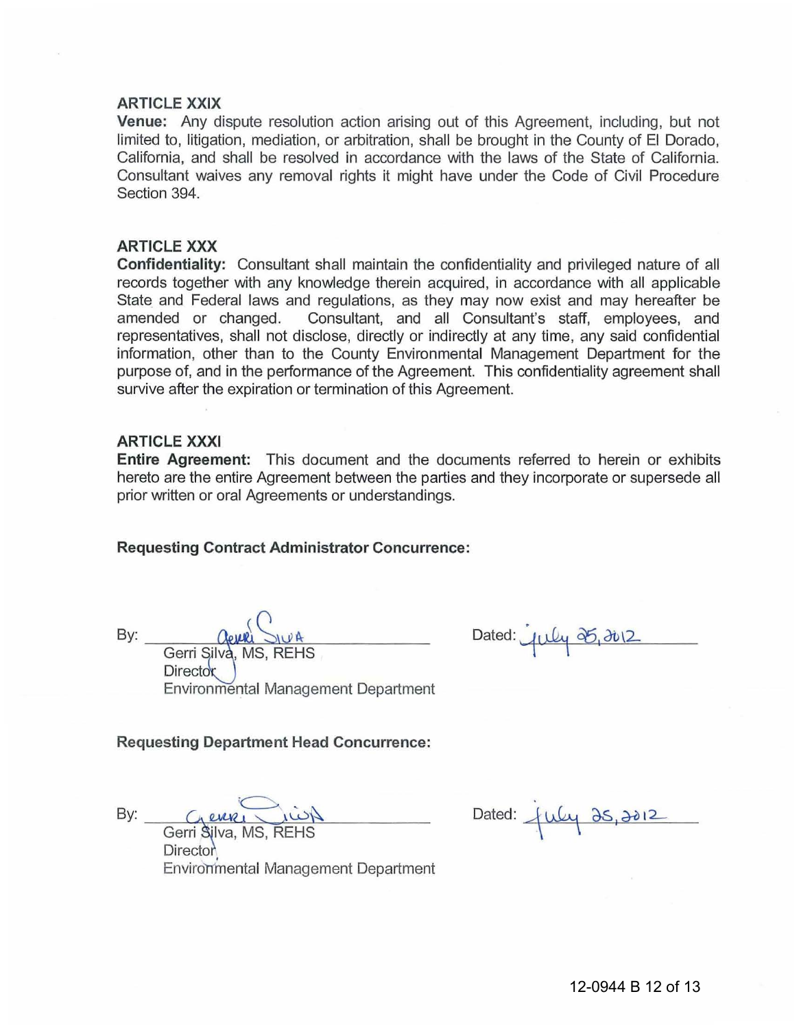**ARTICLE XXIX**

**Venue:** Any dispute resolution action arising out of this Agreement, including, but not limited to, litigation, mediation, or arbitration, shall be brought in the County of El Dorado, California, and shall be resolved in accordance with the laws of the State of California. Consultant waives any removal rights it might have under the Code of Civil Procedure Section 394.

**ARTICLE XXX**

**Confidentiality:** Consultant shall maintain the confidentiality and privileged nature of all records together with any knowledge therein acquired, in accordance with all applicable State and Federal laws and regulations, as they may now exist and may hereafter be amended or changed. Consultant, and all Consultant's staff, employees, and representatives, shall not disclose, directly or indirectly at any time, any said confidential information, other than to the County Environmental Management Department for the purpose of, and in the performance of the Agreement. This confidentiality agreement shall survive after the expiration or termination of this Agreement.

**ARTICLE XXXI**

**Entire Agreement:** This document and the documents referred to herein or exhibits hereto are the entire Agreement between the parties and they incorporate or supersede all prior written or oral Agreements or understandings.

**Requesting Contract Administrator Concurrence:**

By: _[signature]_ Dated: July 25, 2012
Gerri Silva, MS, REHS
Director
Environmental Management Department

**Requesting Department Head Concurrence:**

By: _[signature]_ Dated: July 25, 2012
Gerri Silva, MS, REHS
Director
Environmental Management Department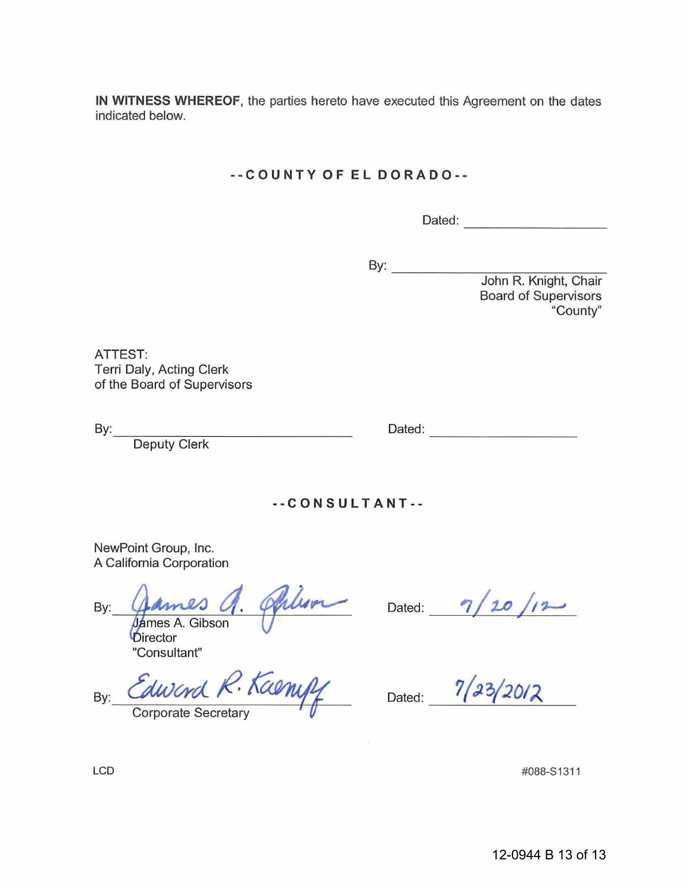**IN WITNESS WHEREOF**, the parties hereto have executed this Agreement on the dates indicated below.

## --COUNTY OF EL DORADO--

Dated: \_\_\_\_\_\_\_\_\_\_\_\_\_\_\_\_\_\_\_\_

By: \_\_\_\_\_\_\_\_\_\_\_\_\_\_\_\_\_\_\_\_\_\_\_\_\_\_\_\_
John R. Knight, Chair
Board of Supervisors
"County"

ATTEST:
Terri Daly, Acting Clerk
of the Board of Supervisors

By: \_\_\_\_\_\_\_\_\_\_\_\_\_\_\_\_\_\_\_\_\_\_\_\_\_\_\_\_ Dated: \_\_\_\_\_\_\_\_\_\_\_\_\_\_\_\_\_\_\_\_
Deputy Clerk

## --CONSULTANT--

NewPoint Group, Inc.
A California Corporation

By: *James A. Gibson* Dated: 7/20/12
James A. Gibson
Director
"Consultant"

By: *Edward R. Kaempf* Dated: 7/23/2012
Corporate Secretary

LCD #088-S1311

12-0944 B 13 of 13